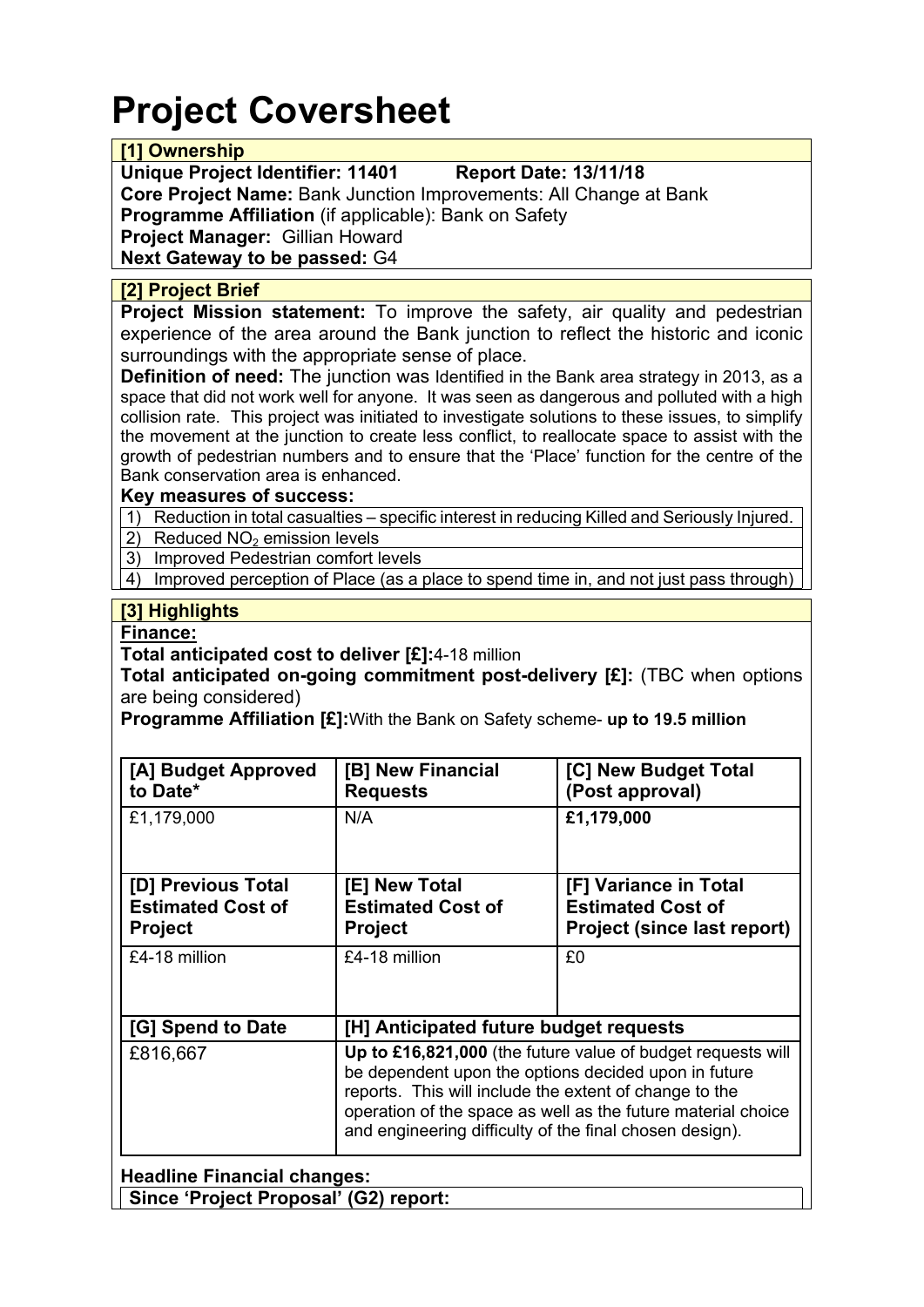# Project Coversheet

## [1] Ownership

**Unique Project Identifier: 11401** **Report Date: 13/11/18**
**Core Project Name:** Bank Junction Improvements: All Change at Bank
**Programme Affiliation** (if applicable): Bank on Safety
**Project Manager:** Gillian Howard
**Next Gateway to be passed:** G4

## [2] Project Brief

**Project Mission statement:** To improve the safety, air quality and pedestrian experience of the area around the Bank junction to reflect the historic and iconic surroundings with the appropriate sense of place.

**Definition of need:** The junction was Identified in the Bank area strategy in 2013, as a space that did not work well for anyone. It was seen as dangerous and polluted with a high collision rate. This project was initiated to investigate solutions to these issues, to simplify the movement at the junction to create less conflict, to reallocate space to assist with the growth of pedestrian numbers and to ensure that the 'Place' function for the centre of the Bank conservation area is enhanced.

**Key measures of success:**

1) Reduction in total casualties – specific interest in reducing Killed and Seriously Injured.
2) Reduced $NO_2$ emission levels
3) Improved Pedestrian comfort levels
4) Improved perception of Place (as a place to spend time in, and not just pass through)

## [3] Highlights

**Finance:**

**Total anticipated cost to deliver [£]:** 4-18 million

**Total anticipated on-going commitment post-delivery [£]:** (TBC when options are being considered)

**Programme Affiliation [£]:** With the Bank on Safety scheme- **up to 19.5 million**

| [A] Budget Approved to Date* | [B] New Financial Requests | [C] New Budget Total (Post approval) |
|---|---|---|
| £1,179,000 | N/A | **£1,179,000** |
| **[D] Previous Total Estimated Cost of Project** | **[E] New Total Estimated Cost of Project** | **[F] Variance in Total Estimated Cost of Project (since last report)** |
| £4-18 million | £4-18 million | £0 |
| **[G] Spend to Date** | **[H] Anticipated future budget requests** | |
| £816,667 | **Up to £16,821,000** (the future value of budget requests will be dependent upon the options decided upon in future reports. This will include the extent of change to the operation of the space as well as the future material choice and engineering difficulty of the final chosen design). | |

**Headline Financial changes:**

**Since 'Project Proposal' (G2) report:**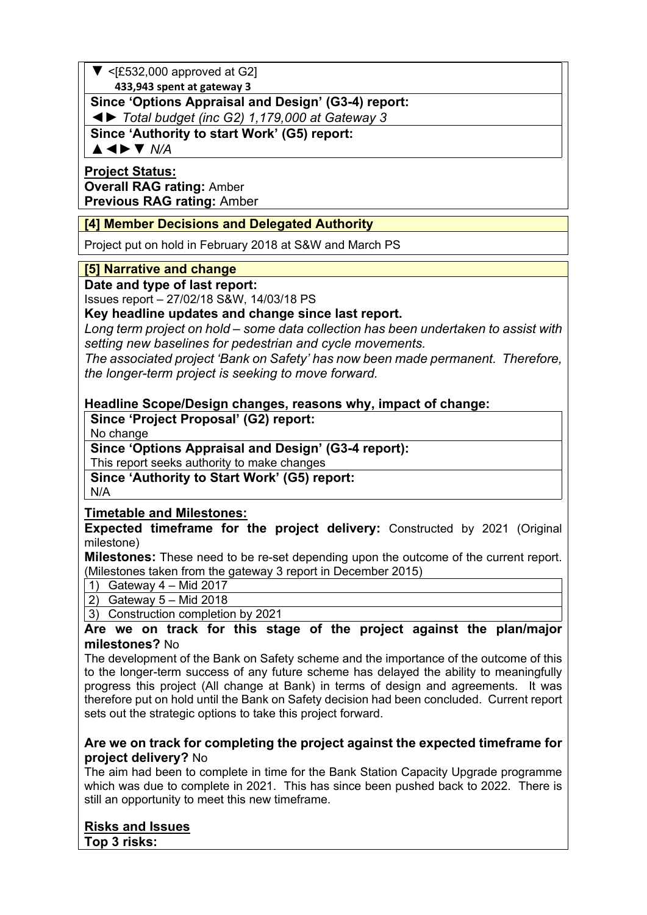▼ <[£532,000 approved at G2]
**433,943 spent at gateway 3**

**Since 'Options Appraisal and Design' (G3-4) report:**
◄► *Total budget (inc G2) 1,179,000 at Gateway 3*

**Since 'Authority to start Work' (G5) report:**
▲◄►▼ *N/A*

**Project Status:**
**Overall RAG rating:** Amber
**Previous RAG rating:** Amber

**[4] Member Decisions and Delegated Authority**

Project put on hold in February 2018 at S&W and March PS

**[5] Narrative and change**

**Date and type of last report:**
Issues report – 27/02/18 S&W, 14/03/18 PS

**Key headline updates and change since last report.**
*Long term project on hold – some data collection has been undertaken to assist with setting new baselines for pedestrian and cycle movements.*
*The associated project 'Bank on Safety' has now been made permanent. Therefore, the longer-term project is seeking to move forward.*

**Headline Scope/Design changes, reasons why, impact of change:**

**Since 'Project Proposal' (G2) report:**
No change

**Since 'Options Appraisal and Design' (G3-4 report):**
This report seeks authority to make changes

**Since 'Authority to Start Work' (G5) report:**
N/A

**Timetable and Milestones:**
**Expected timeframe for the project delivery:** Constructed by 2021 (Original milestone)
**Milestones:** These need to be re-set depending upon the outcome of the current report. (Milestones taken from the gateway 3 report in December 2015)

1) Gateway 4 – Mid 2017
2) Gateway 5 – Mid 2018
3) Construction completion by 2021

**Are we on track for this stage of the project against the plan/major milestones?** No
The development of the Bank on Safety scheme and the importance of the outcome of this to the longer-term success of any future scheme has delayed the ability to meaningfully progress this project (All change at Bank) in terms of design and agreements. It was therefore put on hold until the Bank on Safety decision had been concluded. Current report sets out the strategic options to take this project forward.

**Are we on track for completing the project against the expected timeframe for project delivery?** No
The aim had been to complete in time for the Bank Station Capacity Upgrade programme which was due to complete in 2021. This has since been pushed back to 2022. There is still an opportunity to meet this new timeframe.

**Risks and Issues**
**Top 3 risks:**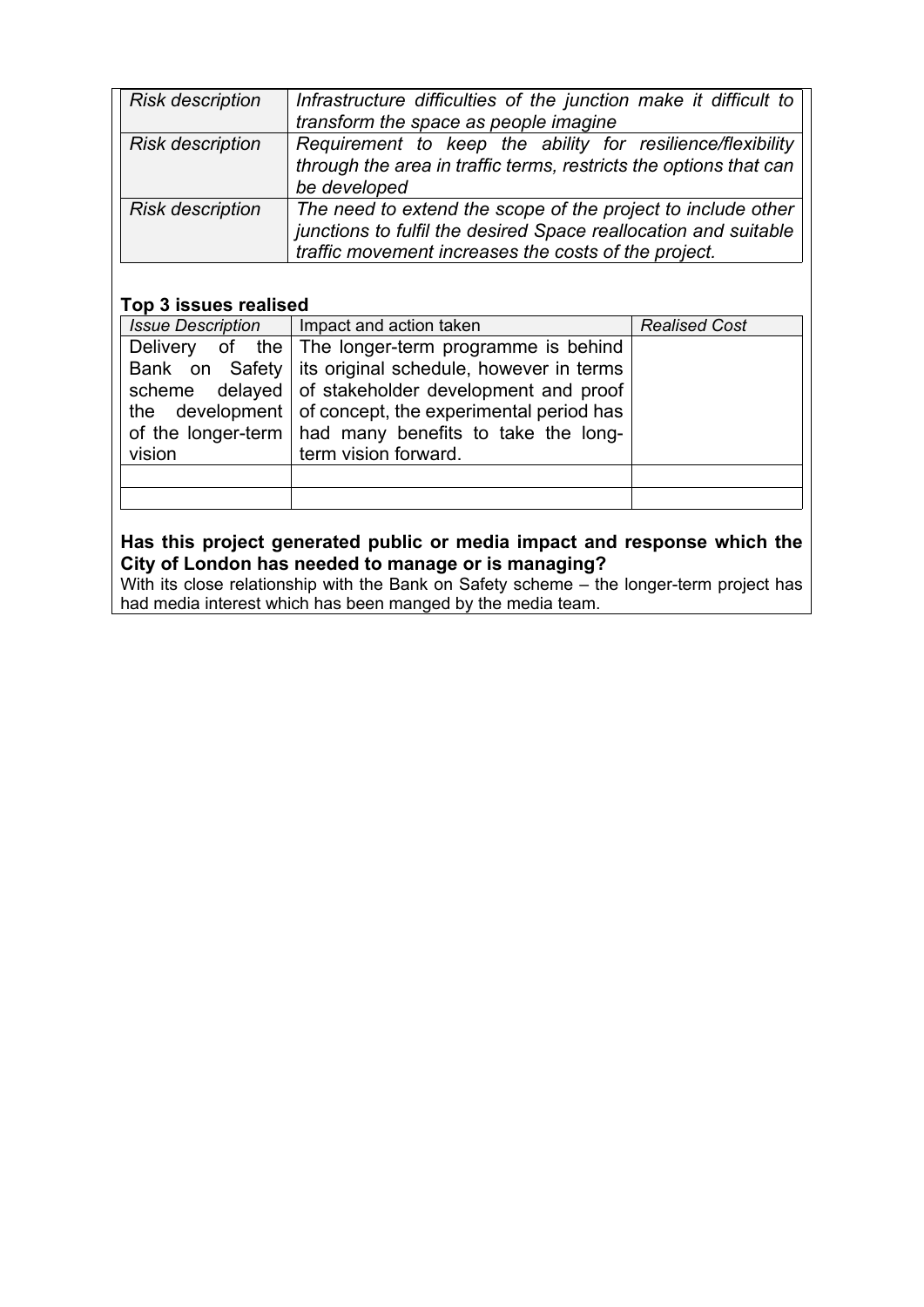| | |
|---|---|
| *Risk description* | *Infrastructure difficulties of the junction make it difficult to transform the space as people imagine* |
| *Risk description* | *Requirement to keep the ability for resilience/flexibility through the area in traffic terms, restricts the options that can be developed* |
| *Risk description* | *The need to extend the scope of the project to include other junctions to fulfil the desired Space reallocation and suitable traffic movement increases the costs of the project.* |

**Top 3 issues realised**

| *Issue Description* | Impact and action taken | *Realised Cost* |
|---|---|---|
| Delivery of the Bank on Safety scheme delayed the development of the longer-term vision | The longer-term programme is behind its original schedule, however in terms of stakeholder development and proof of concept, the experimental period has had many benefits to take the long-term vision forward. | |
| | | |
| | | |

**Has this project generated public or media impact and response which the City of London has needed to manage or is managing?**

With its close relationship with the Bank on Safety scheme – the longer-term project has had media interest which has been manged by the media team.